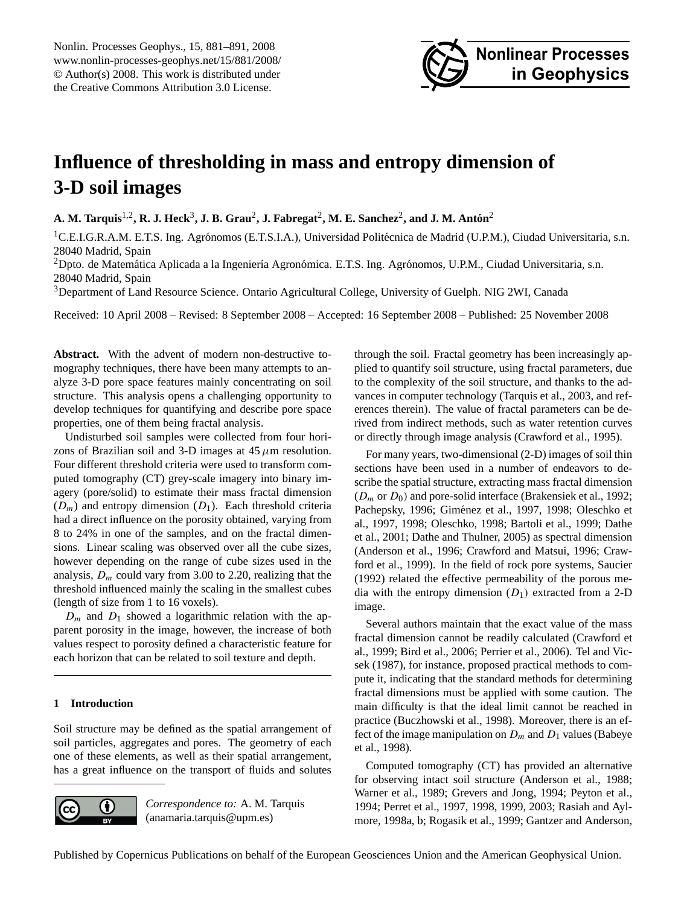# Influence of thresholding in mass and entropy dimension of 3-D soil images

**A. M. Tarquis**[1,2], **R. J. Heck**[3], **J. B. Grau**[2], **J. Fabregat**[2], **M. E. Sanchez**[2], **and J. M. Antón**[2]

[1]C.E.I.G.R.A.M. E.T.S. Ing. Agrónomos (E.T.S.I.A.), Universidad Politécnica de Madrid (U.P.M.), Ciudad Universitaria, s.n. 28040 Madrid, Spain

[2]Dpto. de Matemática Aplicada a la Ingeniería Agronómica. E.T.S. Ing. Agrónomos, U.P.M., Ciudad Universitaria, s.n. 28040 Madrid, Spain

[3]Department of Land Resource Science. Ontario Agricultural College, University of Guelph. NIG 2WI, Canada

Received: 10 April 2008 – Revised: 8 September 2008 – Accepted: 16 September 2008 – Published: 25 November 2008

**Abstract.** With the advent of modern non-destructive tomography techniques, there have been many attempts to analyze 3-D pore space features mainly concentrating on soil structure. This analysis opens a challenging opportunity to develop techniques for quantifying and describe pore space properties, one of them being fractal analysis.

Undisturbed soil samples were collected from four horizons of Brazilian soil and 3-D images at 45 $\mu$m resolution. Four different threshold criteria were used to transform computed tomography (CT) grey-scale imagery into binary imagery (pore/solid) to estimate their mass fractal dimension ($D_m$) and entropy dimension ($D_1$). Each threshold criteria had a direct influence on the porosity obtained, varying from 8 to 24% in one of the samples, and on the fractal dimensions. Linear scaling was observed over all the cube sizes, however depending on the range of cube sizes used in the analysis, $D_m$ could vary from 3.00 to 2.20, realizing that the threshold influenced mainly the scaling in the smallest cubes (length of size from 1 to 16 voxels).

$D_m$ and $D_1$ showed a logarithmic relation with the apparent porosity in the image, however, the increase of both values respect to porosity defined a characteristic feature for each horizon that can be related to soil texture and depth.

## 1 Introduction

Soil structure may be defined as the spatial arrangement of soil particles, aggregates and pores. The geometry of each one of these elements, as well as their spatial arrangement, has a great influence on the transport of fluids and solutes through the soil. Fractal geometry has been increasingly applied to quantify soil structure, using fractal parameters, due to the complexity of the soil structure, and thanks to the advances in computer technology (Tarquis et al., 2003, and references therein). The value of fractal parameters can be derived from indirect methods, such as water retention curves or directly through image analysis (Crawford et al., 1995).

For many years, two-dimensional (2-D) images of soil thin sections have been used in a number of endeavors to describe the spatial structure, extracting mass fractal dimension ($D_m$ or $D_0$) and pore-solid interface (Brakensiek et al., 1992; Pachepsky, 1996; Giménez et al., 1997, 1998; Oleschko et al., 1997, 1998; Oleschko, 1998; Bartoli et al., 1999; Dathe et al., 2001; Dathe and Thulner, 2005) as spectral dimension (Anderson et al., 1996; Crawford and Matsui, 1996; Crawford et al., 1999). In the field of rock pore systems, Saucier (1992) related the effective permeability of the porous media with the entropy dimension ($D_1$) extracted from a 2-D image.

Several authors maintain that the exact value of the mass fractal dimension cannot be readily calculated (Crawford et al., 1999; Bird et al., 2006; Perrier et al., 2006). Tel and Vicsek (1987), for instance, proposed practical methods to compute it, indicating that the standard methods for determining fractal dimensions must be applied with some caution. The main difficulty is that the ideal limit cannot be reached in practice (Buczhowski et al., 1998). Moreover, there is an effect of the image manipulation on $D_m$ and $D_1$ values (Babeye et al., 1998).

Computed tomography (CT) has provided an alternative for observing intact soil structure (Anderson et al., 1988; Warner et al., 1989; Grevers and Jong, 1994; Peyton et al., 1994; Perret et al., 1997, 1998, 1999, 2003; Rasiah and Aylmore, 1998a, b; Rogasik et al., 1999; Gantzer and Anderson,

*Correspondence to:* A. M. Tarquis (anamaria.tarquis@upm.es)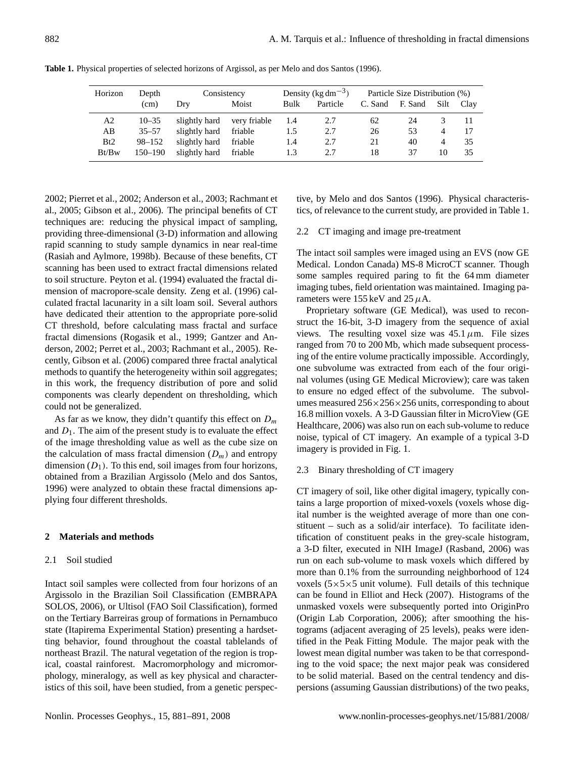**Table 1.** Physical properties of selected horizons of Argissol, as per Melo and dos Santos (1996).

| Horizon | Depth (cm) | Consistency | | Density (kg dm$^{-3}$) | | Particle Size Distribution (%) | | | |
|---|---|---|---|---|---|---|---|---|---|
| | | Dry | Moist | Bulk | Particle | C. Sand | F. Sand | Silt | Clay |
| A2 | 10–35 | slightly hard | very friable | 1.4 | 2.7 | 62 | 24 | 3 | 11 |
| AB | 35–57 | slightly hard | friable | 1.5 | 2.7 | 26 | 53 | 4 | 17 |
| Bt2 | 98–152 | slightly hard | friable | 1.4 | 2.7 | 21 | 40 | 4 | 35 |
| Bt/Bw | 150–190 | slightly hard | friable | 1.3 | 2.7 | 18 | 37 | 10 | 35 |

2002; Pierret et al., 2002; Anderson et al., 2003; Rachmant et al., 2005; Gibson et al., 2006). The principal benefits of CT techniques are: reducing the physical impact of sampling, providing three-dimensional (3-D) information and allowing rapid scanning to study sample dynamics in near real-time (Rasiah and Aylmore, 1998b). Because of these benefits, CT scanning has been used to extract fractal dimensions related to soil structure. Peyton et al. (1994) evaluated the fractal dimension of macropore-scale density. Zeng et al. (1996) calculated fractal lacunarity in a silt loam soil. Several authors have dedicated their attention to the appropriate pore-solid CT threshold, before calculating mass fractal and surface fractal dimensions (Rogasik et al., 1999; Gantzer and Anderson, 2002; Perret et al., 2003; Rachmant et al., 2005). Recently, Gibson et al. (2006) compared three fractal analytical methods to quantify the heterogeneity within soil aggregates; in this work, the frequency distribution of pore and solid components was clearly dependent on thresholding, which could not be generalized.

As far as we know, they didn't quantify this effect on $D_m$ and $D_1$. The aim of the present study is to evaluate the effect of the image thresholding value as well as the cube size on the calculation of mass fractal dimension ($D_m$) and entropy dimension ($D_1$). To this end, soil images from four horizons, obtained from a Brazilian Argissolo (Melo and dos Santos, 1996) were analyzed to obtain these fractal dimensions applying four different thresholds.

## 2 Materials and methods

### 2.1 Soil studied

Intact soil samples were collected from four horizons of an Argissolo in the Brazilian Soil Classification (EMBRAPA SOLOS, 2006), or Ultisol (FAO Soil Classification), formed on the Tertiary Barreiras group of formations in Pernambuco state (Itapirema Experimental Station) presenting a hardsetting behavior, found throughout the coastal tablelands of northeast Brazil. The natural vegetation of the region is tropical, coastal rainforest. Macromorphology and micromorphology, mineralogy, as well as key physical and characteristics of this soil, have been studied, from a genetic perspective, by Melo and dos Santos (1996). Physical characteristics, of relevance to the current study, are provided in Table 1.

### 2.2 CT imaging and image pre-treatment

The intact soil samples were imaged using an EVS (now GE Medical. London Canada) MS-8 MicroCT scanner. Though some samples required paring to fit the 64 mm diameter imaging tubes, field orientation was maintained. Imaging parameters were 155 keV and 25 $\mu$A.

Proprietary software (GE Medical), was used to reconstruct the 16-bit, 3-D imagery from the sequence of axial views. The resulting voxel size was 45.1 $\mu$m. File sizes ranged from 70 to 200 Mb, which made subsequent processing of the entire volume practically impossible. Accordingly, one subvolume was extracted from each of the four original volumes (using GE Medical Microview); care was taken to ensure no edged effect of the subvolume. The subvolumes measured $256\times256\times256$ units, corresponding to about 16.8 million voxels. A 3-D Gaussian filter in MicroView (GE Healthcare, 2006) was also run on each sub-volume to reduce noise, typical of CT imagery. An example of a typical 3-D imagery is provided in Fig. 1.

### 2.3 Binary thresholding of CT imagery

CT imagery of soil, like other digital imagery, typically contains a large proportion of mixed-voxels (voxels whose digital number is the weighted average of more than one constituent – such as a solid/air interface). To facilitate identification of constituent peaks in the grey-scale histogram, a 3-D filter, executed in NIH ImageJ (Rasband, 2006) was run on each sub-volume to mask voxels which differed by more than 0.1% from the surrounding neighborhood of 124 voxels ($5\times5\times5$ unit volume). Full details of this technique can be found in Elliot and Heck (2007). Histograms of the unmasked voxels were subsequently ported into OriginPro (Origin Lab Corporation, 2006); after smoothing the histograms (adjacent averaging of 25 levels), peaks were identified in the Peak Fitting Module. The major peak with the lowest mean digital number was taken to be that corresponding to the void space; the next major peak was considered to be solid material. Based on the central tendency and dispersions (assuming Gaussian distributions) of the two peaks,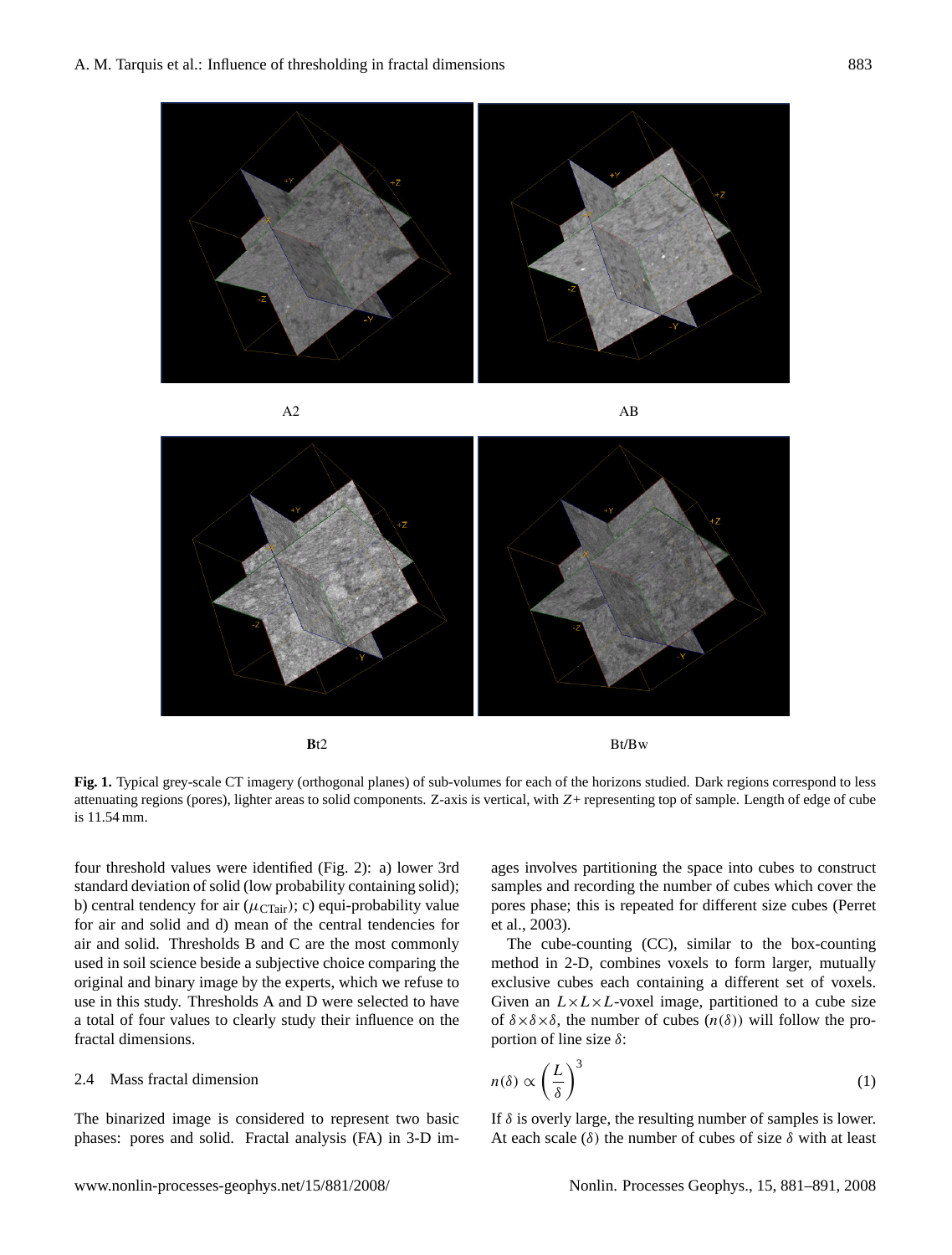A2

AB

**B**t2

Bt/Bw

**Fig. 1.** Typical grey-scale CT imagery (orthogonal planes) of sub-volumes for each of the horizons studied. Dark regions correspond to less attenuating regions (pores), lighter areas to solid components. Z-axis is vertical, with $Z+$ representing top of sample. Length of edge of cube is 11.54 mm.

four threshold values were identified (Fig. 2): a) lower 3rd standard deviation of solid (low probability containing solid); b) central tendency for air ($\mu_{\text{CTair}}$); c) equi-probability value for air and solid and d) mean of the central tendencies for air and solid. Thresholds B and C are the most commonly used in soil science beside a subjective choice comparing the original and binary image by the experts, which we refuse to use in this study. Thresholds A and D were selected to have a total of four values to clearly study their influence on the fractal dimensions.

### 2.4 Mass fractal dimension

The binarized image is considered to represent two basic phases: pores and solid. Fractal analysis (FA) in 3-D images involves partitioning the space into cubes to construct samples and recording the number of cubes which cover the pores phase; this is repeated for different size cubes (Perret et al., 2003).

The cube-counting (CC), similar to the box-counting method in 2-D, combines voxels to form larger, mutually exclusive cubes each containing a different set of voxels. Given an $L \times L \times L$-voxel image, partitioned to a cube size of $\delta \times \delta \times \delta$, the number of cubes ($n(\delta)$) will follow the proportion of line size $\delta$:

$$n(\delta) \propto \left(\frac{L}{\delta}\right)^3 \tag{1}$$

If $\delta$ is overly large, the resulting number of samples is lower. At each scale ($\delta$) the number of cubes of size $\delta$ with at least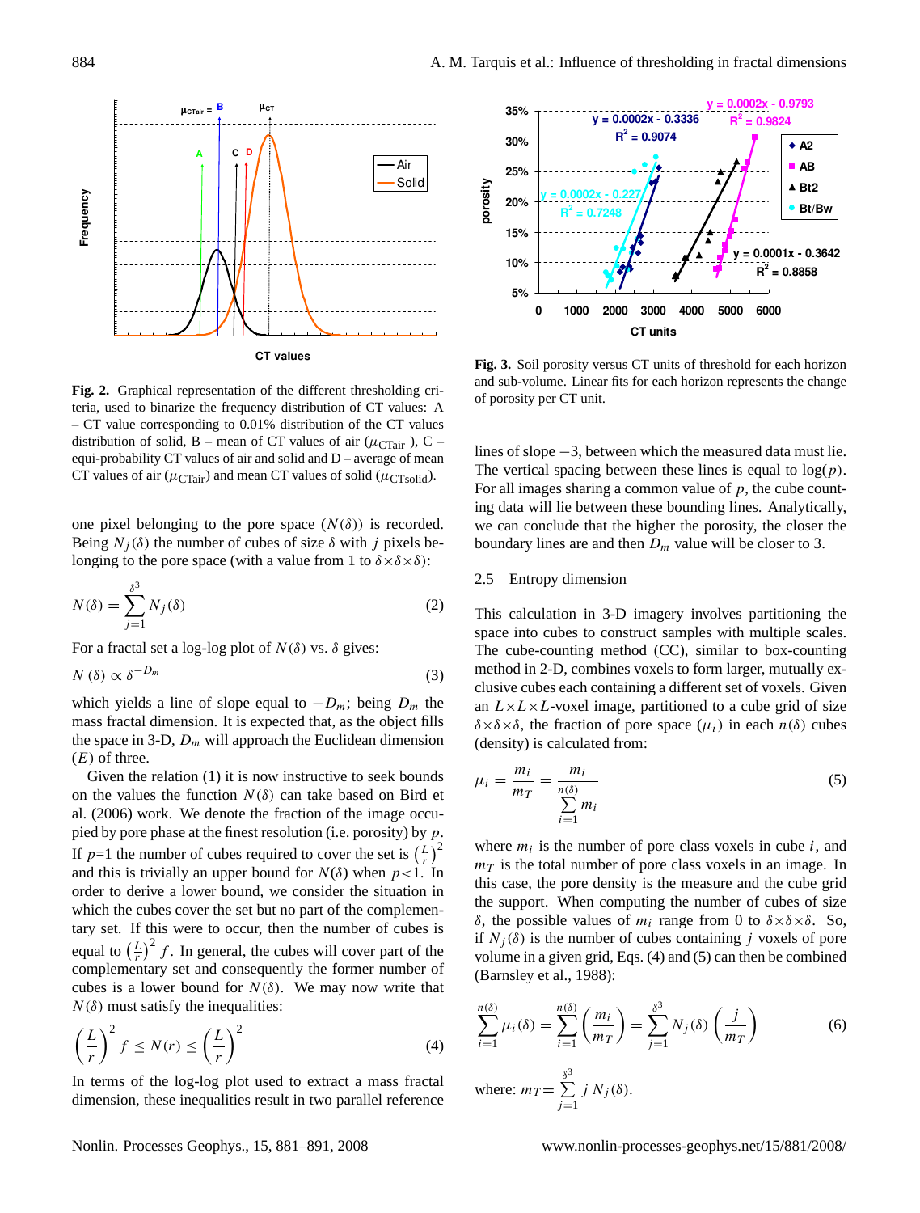**Fig. 2.** Graphical representation of the different thresholding criteria, used to binarize the frequency distribution of CT values: A – CT value corresponding to 0.01% distribution of the CT values distribution of solid, B – mean of CT values of air ($\mu_{\mathrm{CTair}}$ ), C – equi-probability CT values of air and solid and D – average of mean CT values of air ($\mu_{\mathrm{CTair}}$) and mean CT values of solid ($\mu_{\mathrm{CTsolid}}$).

one pixel belonging to the pore space ($N(\delta)$) is recorded. Being $N_j(\delta)$ the number of cubes of size $\delta$ with $j$ pixels belonging to the pore space (with a value from 1 to $\delta\times\delta\times\delta$):

$$N(\delta) = \sum_{j=1}^{\delta^3} N_j(\delta) \tag{2}$$

For a fractal set a log-log plot of $N(\delta)$ vs. $\delta$ gives:

$$N(\delta) \propto \delta^{-D_m} \tag{3}$$

which yields a line of slope equal to $-D_m$; being $D_m$ the mass fractal dimension. It is expected that, as the object fills the space in 3-D, $D_m$ will approach the Euclidean dimension ($E$) of three.

Given the relation (1) it is now instructive to seek bounds on the values the function $N(\delta)$ can take based on Bird et al. (2006) work. We denote the fraction of the image occupied by pore phase at the finest resolution (i.e. porosity) by $p$. If $p$=1 the number of cubes required to cover the set is $\left(\frac{L}{r}\right)^2$ and this is trivially an upper bound for $N(\delta)$ when $p<1$. In order to derive a lower bound, we consider the situation in which the cubes cover the set but no part of the complementary set. If this were to occur, then the number of cubes is equal to $\left(\frac{L}{r}\right)^2 f$. In general, the cubes will cover part of the complementary set and consequently the former number of cubes is a lower bound for $N(\delta)$. We may now write that $N(\delta)$ must satisfy the inequalities:

$$\left(\frac{L}{r}\right)^2 f \le N(r) \le \left(\frac{L}{r}\right)^2 \tag{4}$$

In terms of the log-log plot used to extract a mass fractal dimension, these inequalities result in two parallel reference lines of slope $-3$, between which the measured data must lie. The vertical spacing between these lines is equal to $\log(p)$. For all images sharing a common value of $p$, the cube counting data will lie between these bounding lines. Analytically, we can conclude that the higher the porosity, the closer the boundary lines are and then $D_m$ value will be closer to 3.

**Fig. 3.** Soil porosity versus CT units of threshold for each horizon and sub-volume. Linear fits for each horizon represents the change of porosity per CT unit.

### 2.5 Entropy dimension

This calculation in 3-D imagery involves partitioning the space into cubes to construct samples with multiple scales. The cube-counting method (CC), similar to box-counting method in 2-D, combines voxels to form larger, mutually exclusive cubes each containing a different set of voxels. Given an $L\times L\times L$-voxel image, partitioned to a cube grid of size $\delta\times\delta\times\delta$, the fraction of pore space ($\mu_i$) in each $n(\delta)$ cubes (density) is calculated from:

$$\mu_i = \frac{m_i}{m_T} = \frac{m_i}{\sum_{i=1}^{n(\delta)} m_i} \tag{5}$$

where $m_i$ is the number of pore class voxels in cube $i$, and $m_T$ is the total number of pore class voxels in an image. In this case, the pore density is the measure and the cube grid the support. When computing the number of cubes of size $\delta$, the possible values of $m_i$ range from 0 to $\delta\times\delta\times\delta$. So, if $N_j(\delta)$ is the number of cubes containing $j$ voxels of pore volume in a given grid, Eqs. (4) and (5) can then be combined (Barnsley et al., 1988):

$$\sum_{i=1}^{n(\delta)} \mu_i(\delta) = \sum_{i=1}^{n(\delta)} \left(\frac{m_i}{m_T}\right) = \sum_{j=1}^{\delta^3} N_j(\delta)\left(\frac{j}{m_T}\right) \tag{6}$$

where: $m_T = \sum_{j=1}^{\delta^3} j\, N_j(\delta)$.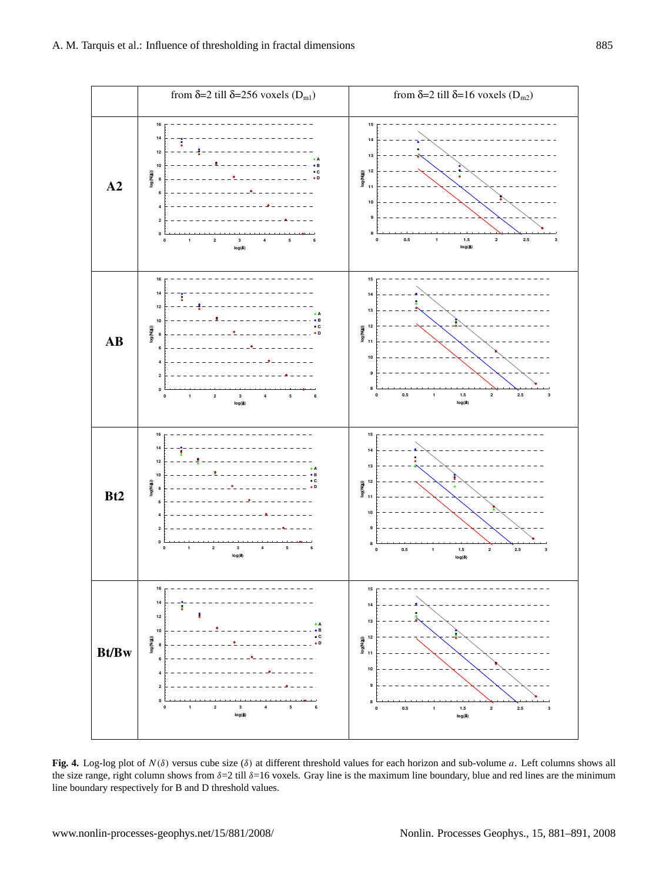| | from δ=2 till δ=256 voxels ($D_{m1}$) | from δ=2 till δ=16 voxels ($D_{m2}$) |
|---|---|---|
| **A2** | | |
| **AB** | | |
| **Bt2** | | |
| **Bt/Bw** | | |

**Fig. 4.** Log-log plot of $N(\delta)$ versus cube size ($\delta$) at different threshold values for each horizon and sub-volume $a$. Left columns shows all the size range, right column shows from $\delta$=2 till $\delta$=16 voxels. Gray line is the maximum line boundary, blue and red lines are the minimum line boundary respectively for B and D threshold values.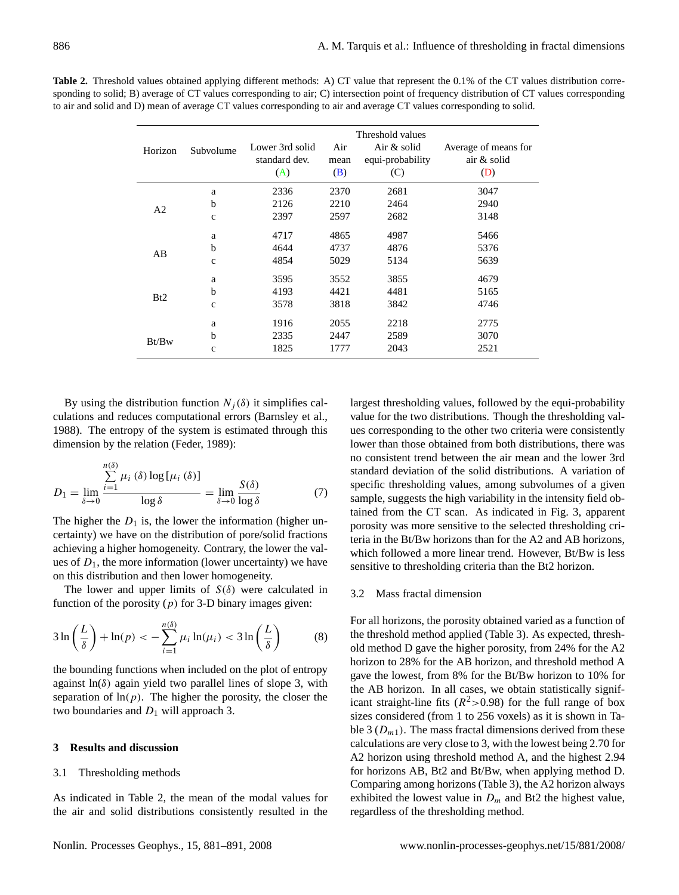**Table 2.** Threshold values obtained applying different methods: A) CT value that represent the 0.1% of the CT values distribution corresponding to solid; B) average of CT values corresponding to air; C) intersection point of frequency distribution of CT values corresponding to air and solid and D) mean of average CT values corresponding to air and average CT values corresponding to solid.

| Horizon | Subvolume | Threshold values<br>Lower 3rd solid standard dev. (A) | Air mean (B) | Air & solid equi-probability (C) | Average of means for air & solid (D) |
|---|---|---|---|---|---|
| A2 | a | 2336 | 2370 | 2681 | 3047 |
| | b | 2126 | 2210 | 2464 | 2940 |
| | c | 2397 | 2597 | 2682 | 3148 |
| AB | a | 4717 | 4865 | 4987 | 5466 |
| | b | 4644 | 4737 | 4876 | 5376 |
| | c | 4854 | 5029 | 5134 | 5639 |
| Bt2 | a | 3595 | 3552 | 3855 | 4679 |
| | b | 4193 | 4421 | 4481 | 5165 |
| | c | 3578 | 3818 | 3842 | 4746 |
| Bt/Bw | a | 1916 | 2055 | 2218 | 2775 |
| | b | 2335 | 2447 | 2589 | 3070 |
| | c | 1825 | 1777 | 2043 | 2521 |

By using the distribution function $N_j(\delta)$ it simplifies calculations and reduces computational errors (Barnsley et al., 1988). The entropy of the system is estimated through this dimension by the relation (Feder, 1989):

$$D_1 = \lim_{\delta \to 0} \frac{\sum_{i=1}^{n(\delta)} \mu_i(\delta) \log[\mu_i(\delta)]}{\log \delta} = \lim_{\delta \to 0} \frac{S(\delta)}{\log \delta} \tag{7}$$

The higher the $D_1$ is, the lower the information (higher uncertainty) we have on the distribution of pore/solid fractions achieving a higher homogeneity. Contrary, the lower the values of $D_1$, the more information (lower uncertainty) we have on this distribution and then lower homogeneity.

The lower and upper limits of $S(\delta)$ were calculated in function of the porosity ($p$) for 3-D binary images given:

$$3\ln\left(\frac{L}{\delta}\right) + \ln(p) < -\sum_{i=1}^{n(\delta)} \mu_i \ln(\mu_i) < 3\ln\left(\frac{L}{\delta}\right) \tag{8}$$

the bounding functions when included on the plot of entropy against $\ln(\delta)$ again yield two parallel lines of slope 3, with separation of $\ln(p)$. The higher the porosity, the closer the two boundaries and $D_1$ will approach 3.

## 3 Results and discussion

### 3.1 Thresholding methods

As indicated in Table 2, the mean of the modal values for the air and solid distributions consistently resulted in the largest thresholding values, followed by the equi-probability value for the two distributions. Though the thresholding values corresponding to the other two criteria were consistently lower than those obtained from both distributions, there was no consistent trend between the air mean and the lower 3rd standard deviation of the solid distributions. A variation of specific thresholding values, among subvolumes of a given sample, suggests the high variability in the intensity field obtained from the CT scan. As indicated in Fig. 3, apparent porosity was more sensitive to the selected thresholding criteria in the Bt/Bw horizons than for the A2 and AB horizons, which followed a more linear trend. However, Bt/Bw is less sensitive to thresholding criteria than the Bt2 horizon.

### 3.2 Mass fractal dimension

For all horizons, the porosity obtained varied as a function of the threshold method applied (Table 3). As expected, threshold method D gave the higher porosity, from 24% for the A2 horizon to 28% for the AB horizon, and threshold method A gave the lowest, from 8% for the Bt/Bw horizon to 10% for the AB horizon. In all cases, we obtain statistically significant straight-line fits ($R^2$>0.98) for the full range of box sizes considered (from 1 to 256 voxels) as it is shown in Table 3 ($D_{m1}$). The mass fractal dimensions derived from these calculations are very close to 3, with the lowest being 2.70 for A2 horizon using threshold method A, and the highest 2.94 for horizons AB, Bt2 and Bt/Bw, when applying method D. Comparing among horizons (Table 3), the A2 horizon always exhibited the lowest value in $D_m$ and Bt2 the highest value, regardless of the thresholding method.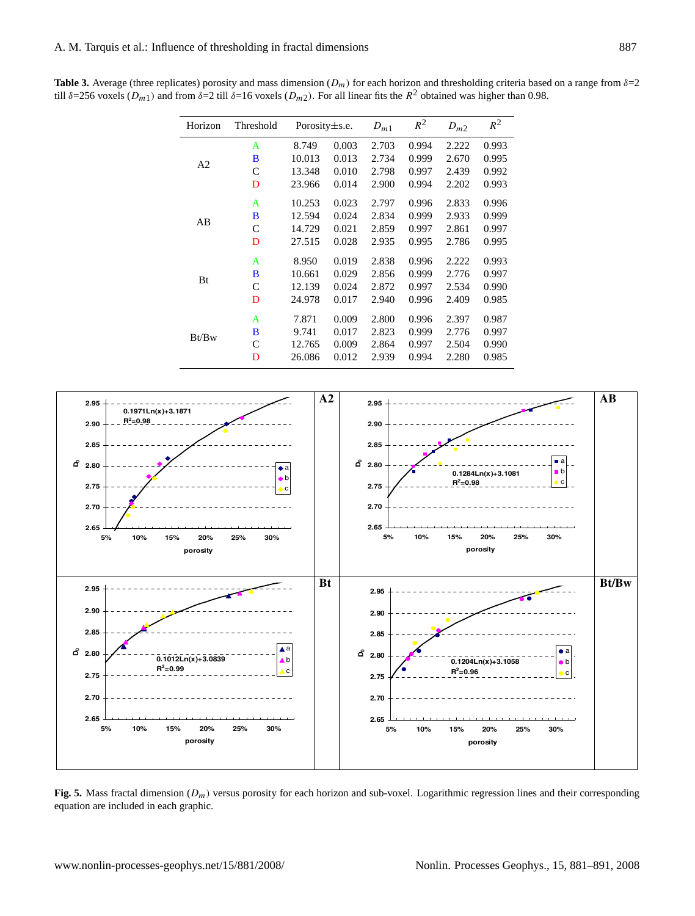**Table 3.** Average (three replicates) porosity and mass dimension ($D_m$) for each horizon and thresholding criteria based on a range from $\delta$=2 till $\delta$=256 voxels ($D_{m1}$) and from $\delta$=2 till $\delta$=16 voxels ($D_{m2}$). For all linear fits the $R^2$ obtained was higher than 0.98.

| Horizon | Threshold | Porosity±s.e. | | $D_{m1}$ | $R^2$ | $D_{m2}$ | $R^2$ |
|---|---|---|---|---|---|---|---|
| A2 | A | 8.749 | 0.003 | 2.703 | 0.994 | 2.222 | 0.993 |
| | B | 10.013 | 0.013 | 2.734 | 0.999 | 2.670 | 0.995 |
| | C | 13.348 | 0.010 | 2.798 | 0.997 | 2.439 | 0.992 |
| | D | 23.966 | 0.014 | 2.900 | 0.994 | 2.202 | 0.993 |
| AB | A | 10.253 | 0.023 | 2.797 | 0.996 | 2.833 | 0.996 |
| | B | 12.594 | 0.024 | 2.834 | 0.999 | 2.933 | 0.999 |
| | C | 14.729 | 0.021 | 2.859 | 0.997 | 2.861 | 0.997 |
| | D | 27.515 | 0.028 | 2.935 | 0.995 | 2.786 | 0.995 |
| Bt | A | 8.950 | 0.019 | 2.838 | 0.996 | 2.222 | 0.993 |
| | B | 10.661 | 0.029 | 2.856 | 0.999 | 2.776 | 0.997 |
| | C | 12.139 | 0.024 | 2.872 | 0.997 | 2.534 | 0.990 |
| | D | 24.978 | 0.017 | 2.940 | 0.996 | 2.409 | 0.985 |
| Bt/Bw | A | 7.871 | 0.009 | 2.800 | 0.996 | 2.397 | 0.987 |
| | B | 9.741 | 0.017 | 2.823 | 0.999 | 2.776 | 0.997 |
| | C | 12.765 | 0.009 | 2.864 | 0.997 | 2.504 | 0.990 |
| | D | 26.086 | 0.012 | 2.939 | 0.994 | 2.280 | 0.985 |

**Fig. 5.** Mass fractal dimension ($D_m$) versus porosity for each horizon and sub-voxel. Logarithmic regression lines and their corresponding equation are included in each graphic.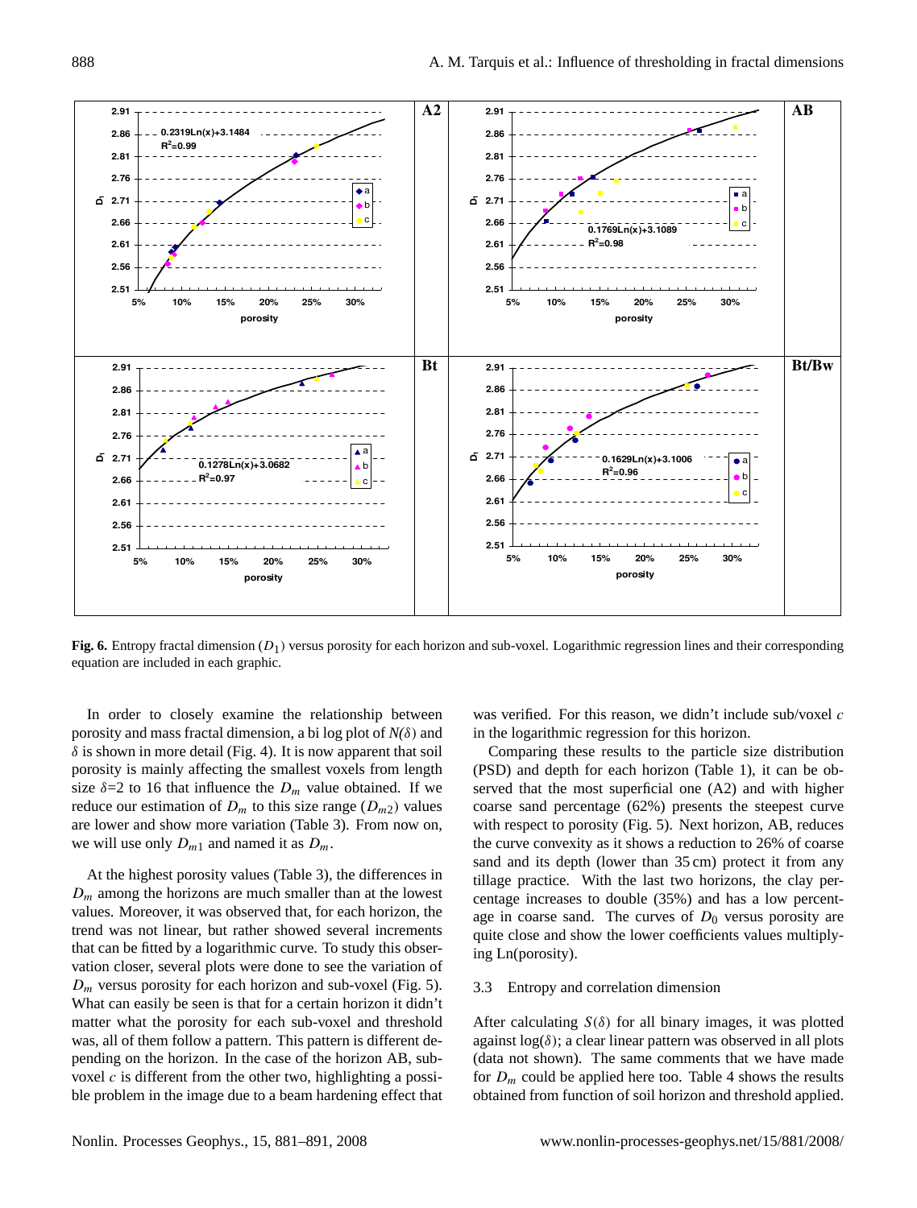**Fig. 6.** Entropy fractal dimension ($D_1$) versus porosity for each horizon and sub-voxel. Logarithmic regression lines and their corresponding equation are included in each graphic.

In order to closely examine the relationship between porosity and mass fractal dimension, a bi log plot of $N(\delta)$ and $\delta$ is shown in more detail (Fig. 4). It is now apparent that soil porosity is mainly affecting the smallest voxels from length size $\delta$=2 to 16 that influence the $D_m$ value obtained. If we reduce our estimation of $D_m$ to this size range ($D_{m2}$) values are lower and show more variation (Table 3). From now on, we will use only $D_{m1}$ and named it as $D_m$.

At the highest porosity values (Table 3), the differences in $D_m$ among the horizons are much smaller than at the lowest values. Moreover, it was observed that, for each horizon, the trend was not linear, but rather showed several increments that can be fitted by a logarithmic curve. To study this observation closer, several plots were done to see the variation of $D_m$ versus porosity for each horizon and sub-voxel (Fig. 5). What can easily be seen is that for a certain horizon it didn't matter what the porosity for each sub-voxel and threshold was, all of them follow a pattern. This pattern is different depending on the horizon. In the case of the horizon AB, sub-voxel $c$ is different from the other two, highlighting a possible problem in the image due to a beam hardening effect that was verified. For this reason, we didn't include sub/voxel $c$ in the logarithmic regression for this horizon.

Comparing these results to the particle size distribution (PSD) and depth for each horizon (Table 1), it can be observed that the most superficial one (A2) and with higher coarse sand percentage (62%) presents the steepest curve with respect to porosity (Fig. 5). Next horizon, AB, reduces the curve convexity as it shows a reduction to 26% of coarse sand and its depth (lower than 35 cm) protect it from any tillage practice. With the last two horizons, the clay percentage increases to double (35%) and has a low percentage in coarse sand. The curves of $D_0$ versus porosity are quite close and show the lower coefficients values multiplying Ln(porosity).

### 3.3 Entropy and correlation dimension

After calculating $S(\delta)$ for all binary images, it was plotted against $\log(\delta)$; a clear linear pattern was observed in all plots (data not shown). The same comments that we have made for $D_m$ could be applied here too. Table 4 shows the results obtained from function of soil horizon and threshold applied.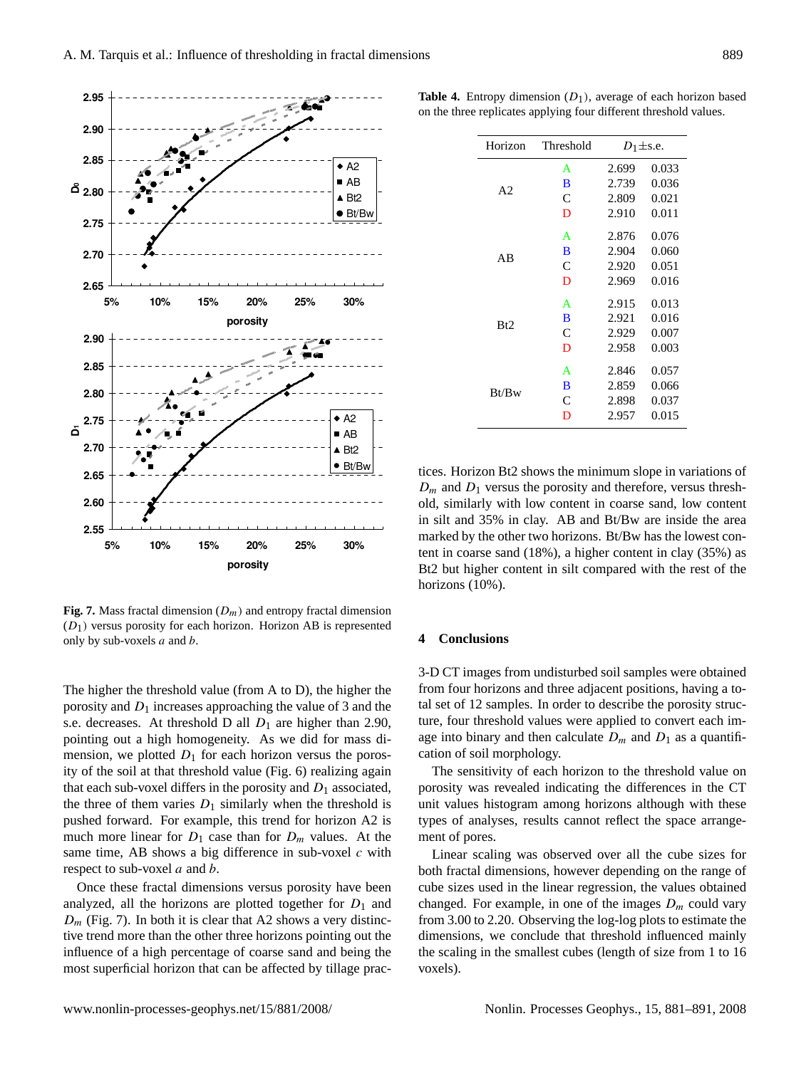**Fig. 7.** Mass fractal dimension ($D_m$) and entropy fractal dimension ($D_1$) versus porosity for each horizon. Horizon AB is represented only by sub-voxels *a* and *b*.

The higher the threshold value (from A to D), the higher the porosity and $D_1$ increases approaching the value of 3 and the s.e. decreases. At threshold D all $D_1$ are higher than 2.90, pointing out a high homogeneity. As we did for mass dimension, we plotted $D_1$ for each horizon versus the porosity of the soil at that threshold value (Fig. 6) realizing again that each sub-voxel differs in the porosity and $D_1$ associated, the three of them varies $D_1$ similarly when the threshold is pushed forward. For example, this trend for horizon A2 is much more linear for $D_1$ case than for $D_m$ values. At the same time, AB shows a big difference in sub-voxel *c* with respect to sub-voxel *a* and *b*.

Once these fractal dimensions versus porosity have been analyzed, all the horizons are plotted together for $D_1$ and $D_m$ (Fig. 7). In both it is clear that A2 shows a very distinctive trend more than the other three horizons pointing out the influence of a high percentage of coarse sand and being the most superficial horizon that can be affected by tillage practices. Horizon Bt2 shows the minimum slope in variations of $D_m$ and $D_1$ versus the porosity and therefore, versus threshold, similarly with low content in coarse sand, low content in silt and 35% in clay. AB and Bt/Bw are inside the area marked by the other two horizons. Bt/Bw has the lowest content in coarse sand (18%), a higher content in clay (35%) as Bt2 but higher content in silt compared with the rest of the horizons (10%).

**Table 4.** Entropy dimension ($D_1$), average of each horizon based on the three replicates applying four different threshold values.

| Horizon | Threshold | $D_1$±s.e. | |
|---|---|---|---|
| A2 | A | 2.699 | 0.033 |
| | B | 2.739 | 0.036 |
| | C | 2.809 | 0.021 |
| | D | 2.910 | 0.011 |
| AB | A | 2.876 | 0.076 |
| | B | 2.904 | 0.060 |
| | C | 2.920 | 0.051 |
| | D | 2.969 | 0.016 |
| Bt2 | A | 2.915 | 0.013 |
| | B | 2.921 | 0.016 |
| | C | 2.929 | 0.007 |
| | D | 2.958 | 0.003 |
| Bt/Bw | A | 2.846 | 0.057 |
| | B | 2.859 | 0.066 |
| | C | 2.898 | 0.037 |
| | D | 2.957 | 0.015 |

## 4 Conclusions

3-D CT images from undisturbed soil samples were obtained from four horizons and three adjacent positions, having a total set of 12 samples. In order to describe the porosity structure, four threshold values were applied to convert each image into binary and then calculate $D_m$ and $D_1$ as a quantification of soil morphology.

The sensitivity of each horizon to the threshold value on porosity was revealed indicating the differences in the CT unit values histogram among horizons although with these types of analyses, results cannot reflect the space arrangement of pores.

Linear scaling was observed over all the cube sizes for both fractal dimensions, however depending on the range of cube sizes used in the linear regression, the values obtained changed. For example, in one of the images $D_m$ could vary from 3.00 to 2.20. Observing the log-log plots to estimate the dimensions, we conclude that threshold influenced mainly the scaling in the smallest cubes (length of size from 1 to 16 voxels).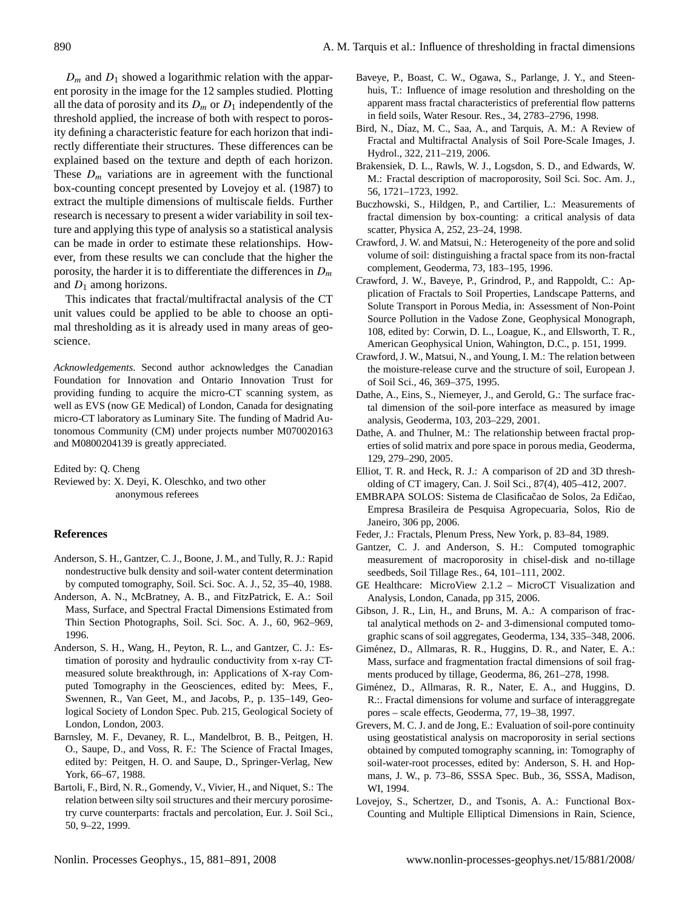$D_m$ and $D_1$ showed a logarithmic relation with the apparent porosity in the image for the 12 samples studied. Plotting all the data of porosity and its $D_m$ or $D_1$ independently of the threshold applied, the increase of both with respect to porosity defining a characteristic feature for each horizon that indirectly differentiate their structures. These differences can be explained based on the texture and depth of each horizon. These $D_m$ variations are in agreement with the functional box-counting concept presented by Lovejoy et al. (1987) to extract the multiple dimensions of multiscale fields. Further research is necessary to present a wider variability in soil texture and applying this type of analysis so a statistical analysis can be made in order to estimate these relationships. However, from these results we can conclude that the higher the porosity, the harder it is to differentiate the differences in $D_m$ and $D_1$ among horizons.

This indicates that fractal/multifractal analysis of the CT unit values could be applied to be able to choose an optimal thresholding as it is already used in many areas of geoscience.

*Acknowledgements.* Second author acknowledges the Canadian Foundation for Innovation and Ontario Innovation Trust for providing funding to acquire the micro-CT scanning system, as well as EVS (now GE Medical) of London, Canada for designating micro-CT laboratory as Luminary Site. The funding of Madrid Autonomous Community (CM) under projects number M070020163 and M0800204139 is greatly appreciated.

Edited by: Q. Cheng
Reviewed by: X. Deyi, K. Oleschko, and two other anonymous referees

## References

Anderson, S. H., Gantzer, C. J., Boone, J. M., and Tully, R. J.: Rapid nondestructive bulk density and soil-water content determination by computed tomography, Soil. Sci. Soc. A. J., 52, 35–40, 1988.

Anderson, A. N., McBratney, A. B., and FitzPatrick, E. A.: Soil Mass, Surface, and Spectral Fractal Dimensions Estimated from Thin Section Photographs, Soil. Sci. Soc. A. J., 60, 962–969, 1996.

Anderson, S. H., Wang, H., Peyton, R. L., and Gantzer, C. J.: Estimation of porosity and hydraulic conductivity from x-ray CT-measured solute breakthrough, in: Applications of X-ray Computed Tomography in the Geosciences, edited by: Mees, F., Swennen, R., Van Geet, M., and Jacobs, P., p. 135–149, Geological Society of London Spec. Pub. 215, Geological Society of London, London, 2003.

Barnsley, M. F., Devaney, R. L., Mandelbrot, B. B., Peitgen, H. O., Saupe, D., and Voss, R. F.: The Science of Fractal Images, edited by: Peitgen, H. O. and Saupe, D., Springer-Verlag, New York, 66–67, 1988.

Bartoli, F., Bird, N. R., Gomendy, V., Vivier, H., and Niquet, S.: The relation between silty soil structures and their mercury porosimetry curve counterparts: fractals and percolation, Eur. J. Soil Sci., 50, 9–22, 1999.

Baveye, P., Boast, C. W., Ogawa, S., Parlange, J. Y., and Steenhuis, T.: Influence of image resolution and thresholding on the apparent mass fractal characteristics of preferential flow patterns in field soils, Water Resour. Res., 34, 2783–2796, 1998.

Bird, N., Díaz, M. C., Saa, A., and Tarquis, A. M.: A Review of Fractal and Multifractal Analysis of Soil Pore-Scale Images, J. Hydrol., 322, 211–219, 2006.

Brakensiek, D. L., Rawls, W. J., Logsdon, S. D., and Edwards, W. M.: Fractal description of macroporosity, Soil Sci. Soc. Am. J., 56, 1721–1723, 1992.

Buczhowski, S., Hildgen, P., and Cartilier, L.: Measurements of fractal dimension by box-counting: a critical analysis of data scatter, Physica A, 252, 23–24, 1998.

Crawford, J. W. and Matsui, N.: Heterogeneity of the pore and solid volume of soil: distinguishing a fractal space from its non-fractal complement, Geoderma, 73, 183–195, 1996.

Crawford, J. W., Baveye, P., Grindrod, P., and Rappoldt, C.: Application of Fractals to Soil Properties, Landscape Patterns, and Solute Transport in Porous Media, in: Assessment of Non-Point Source Pollution in the Vadose Zone, Geophysical Monograph, 108, edited by: Corwin, D. L., Loague, K., and Ellsworth, T. R., American Geophysical Union, Wahington, D.C., p. 151, 1999.

Crawford, J. W., Matsui, N., and Young, I. M.: The relation between the moisture-release curve and the structure of soil, European J. of Soil Sci., 46, 369–375, 1995.

Dathe, A., Eins, S., Niemeyer, J., and Gerold, G.: The surface fractal dimension of the soil-pore interface as measured by image analysis, Geoderma, 103, 203–229, 2001.

Dathe, A. and Thulner, M.: The relationship between fractal properties of solid matrix and pore space in porous media, Geoderma, 129, 279–290, 2005.

Elliot, T. R. and Heck, R. J.: A comparison of 2D and 3D thresholding of CT imagery, Can. J. Soil Sci., 87(4), 405–412, 2007.

EMBRAPA SOLOS: Sistema de Clasificačao de Solos, 2a Edičao, Empresa Brasileira de Pesquisa Agropecuaria, Solos, Rio de Janeiro, 306 pp, 2006.

Feder, J.: Fractals, Plenum Press, New York, p. 83–84, 1989.

Gantzer, C. J. and Anderson, S. H.: Computed tomographic measurement of macroporosity in chisel-disk and no-tillage seedbeds, Soil Tillage Res., 64, 101–111, 2002.

GE Healthcare: MicroView 2.1.2 – MicroCT Visualization and Analysis, London, Canada, pp 315, 2006.

Gibson, J. R., Lin, H., and Bruns, M. A.: A comparison of fractal analytical methods on 2- and 3-dimensional computed tomographic scans of soil aggregates, Geoderma, 134, 335–348, 2006.

Giménez, D., Allmaras, R. R., Huggins, D. R., and Nater, E. A.: Mass, surface and fragmentation fractal dimensions of soil fragments produced by tillage, Geoderma, 86, 261–278, 1998.

Giménez, D., Allmaras, R. R., Nater, E. A., and Huggins, D. R.:. Fractal dimensions for volume and surface of interaggregate pores – scale effects, Geoderma, 77, 19–38, 1997.

Grevers, M. C. J. and de Jong, E.: Evaluation of soil-pore continuity using geostatistical analysis on macroporosity in serial sections obtained by computed tomography scanning, in: Tomography of soil-water-root processes, edited by: Anderson, S. H. and Hopmans, J. W., p. 73–86, SSSA Spec. Bub., 36, SSSA, Madison, WI, 1994.

Lovejoy, S., Schertzer, D., and Tsonis, A. A.: Functional Box-Counting and Multiple Elliptical Dimensions in Rain, Science,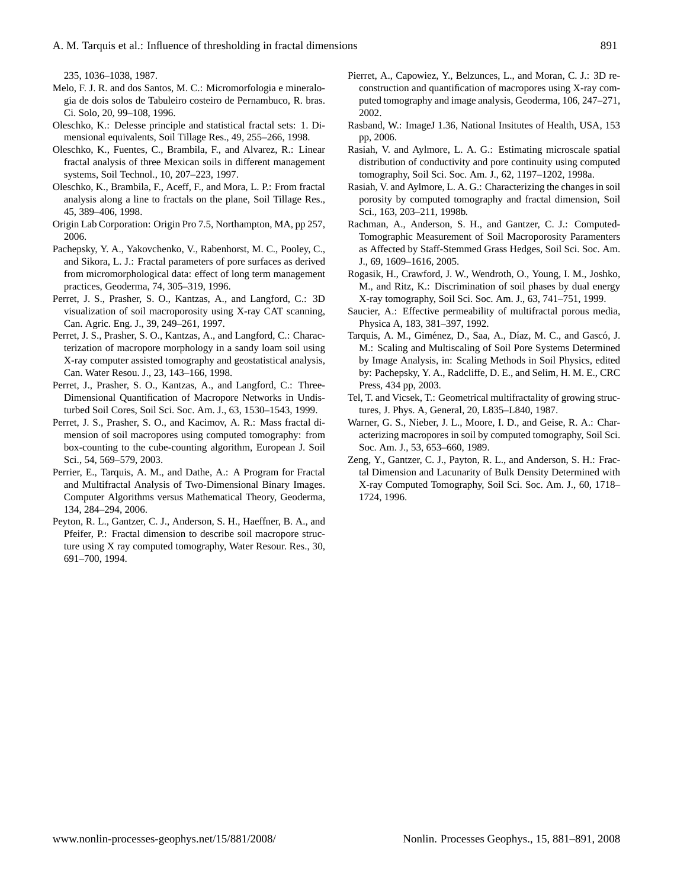235, 1036–1038, 1987.

Melo, F. J. R. and dos Santos, M. C.: Micromorfologia e mineralogia de dois solos de Tabuleiro costeiro de Pernambuco, R. bras. Ci. Solo, 20, 99–108, 1996.

Oleschko, K.: Delesse principle and statistical fractal sets: 1. Dimensional equivalents, Soil Tillage Res., 49, 255–266, 1998.

Oleschko, K., Fuentes, C., Brambila, F., and Alvarez, R.: Linear fractal analysis of three Mexican soils in different management systems, Soil Technol., 10, 207–223, 1997.

Oleschko, K., Brambila, F., Aceff, F., and Mora, L. P.: From fractal analysis along a line to fractals on the plane, Soil Tillage Res., 45, 389–406, 1998.

Origin Lab Corporation: Origin Pro 7.5, Northampton, MA, pp 257, 2006.

Pachepsky, Y. A., Yakovchenko, V., Rabenhorst, M. C., Pooley, C., and Sikora, L. J.: Fractal parameters of pore surfaces as derived from micromorphological data: effect of long term management practices, Geoderma, 74, 305–319, 1996.

Perret, J. S., Prasher, S. O., Kantzas, A., and Langford, C.: 3D visualization of soil macroporosity using X-ray CAT scanning, Can. Agric. Eng. J., 39, 249–261, 1997.

Perret, J. S., Prasher, S. O., Kantzas, A., and Langford, C.: Characterization of macropore morphology in a sandy loam soil using X-ray computer assisted tomography and geostatistical analysis, Can. Water Resou. J., 23, 143–166, 1998.

Perret, J., Prasher, S. O., Kantzas, A., and Langford, C.: Three-Dimensional Quantification of Macropore Networks in Undisturbed Soil Cores, Soil Sci. Soc. Am. J., 63, 1530–1543, 1999.

Perret, J. S., Prasher, S. O., and Kacimov, A. R.: Mass fractal dimension of soil macropores using computed tomography: from box-counting to the cube-counting algorithm, European J. Soil Sci., 54, 569–579, 2003.

Perrier, E., Tarquis, A. M., and Dathe, A.: A Program for Fractal and Multifractal Analysis of Two-Dimensional Binary Images. Computer Algorithms versus Mathematical Theory, Geoderma, 134, 284–294, 2006.

Peyton, R. L., Gantzer, C. J., Anderson, S. H., Haeffner, B. A., and Pfeifer, P.: Fractal dimension to describe soil macropore structure using X ray computed tomography, Water Resour. Res., 30, 691–700, 1994.

Pierret, A., Capowiez, Y., Belzunces, L., and Moran, C. J.: 3D reconstruction and quantification of macropores using X-ray computed tomography and image analysis, Geoderma, 106, 247–271, 2002.

Rasband, W.: ImageJ 1.36, National Insitutes of Health, USA, 153 pp, 2006.

Rasiah, V. and Aylmore, L. A. G.: Estimating microscale spatial distribution of conductivity and pore continuity using computed tomography, Soil Sci. Soc. Am. J., 62, 1197–1202, 1998a.

Rasiah, V. and Aylmore, L. A. G.: Characterizing the changes in soil porosity by computed tomography and fractal dimension, Soil Sci., 163, 203–211, 1998b.

Rachman, A., Anderson, S. H., and Gantzer, C. J.: Computed-Tomographic Measurement of Soil Macroporosity Paramenters as Affected by Staff-Stemmed Grass Hedges, Soil Sci. Soc. Am. J., 69, 1609–1616, 2005.

Rogasik, H., Crawford, J. W., Wendroth, O., Young, I. M., Joshko, M., and Ritz, K.: Discrimination of soil phases by dual energy X-ray tomography, Soil Sci. Soc. Am. J., 63, 741–751, 1999.

Saucier, A.: Effective permeability of multifractal porous media, Physica A, 183, 381–397, 1992.

Tarquis, A. M., Giménez, D., Saa, A., Díaz, M. C., and Gascó, J. M.: Scaling and Multiscaling of Soil Pore Systems Determined by Image Analysis, in: Scaling Methods in Soil Physics, edited by: Pachepsky, Y. A., Radcliffe, D. E., and Selim, H. M. E., CRC Press, 434 pp, 2003.

Tel, T. and Vicsek, T.: Geometrical multifractality of growing structures, J. Phys. A, General, 20, L835–L840, 1987.

Warner, G. S., Nieber, J. L., Moore, I. D., and Geise, R. A.: Characterizing macropores in soil by computed tomography, Soil Sci. Soc. Am. J., 53, 653–660, 1989.

Zeng, Y., Gantzer, C. J., Payton, R. L., and Anderson, S. H.: Fractal Dimension and Lacunarity of Bulk Density Determined with X-ray Computed Tomography, Soil Sci. Soc. Am. J., 60, 1718–1724, 1996.